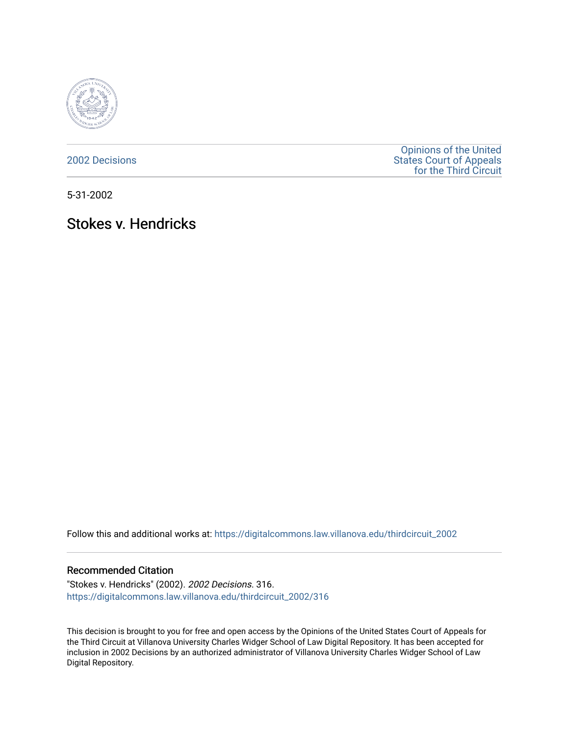2002 Decisions

Opinions of the United States Court of Appeals for the Third Circuit

5-31-2002

# Stokes v. Hendricks

Follow this and additional works at: https://digitalcommons.law.villanova.edu/thirdcircuit_2002

## Recommended Citation

"Stokes v. Hendricks" (2002). *2002 Decisions*. 316.
https://digitalcommons.law.villanova.edu/thirdcircuit_2002/316

This decision is brought to you for free and open access by the Opinions of the United States Court of Appeals for the Third Circuit at Villanova University Charles Widger School of Law Digital Repository. It has been accepted for inclusion in 2002 Decisions by an authorized administrator of Villanova University Charles Widger School of Law Digital Repository.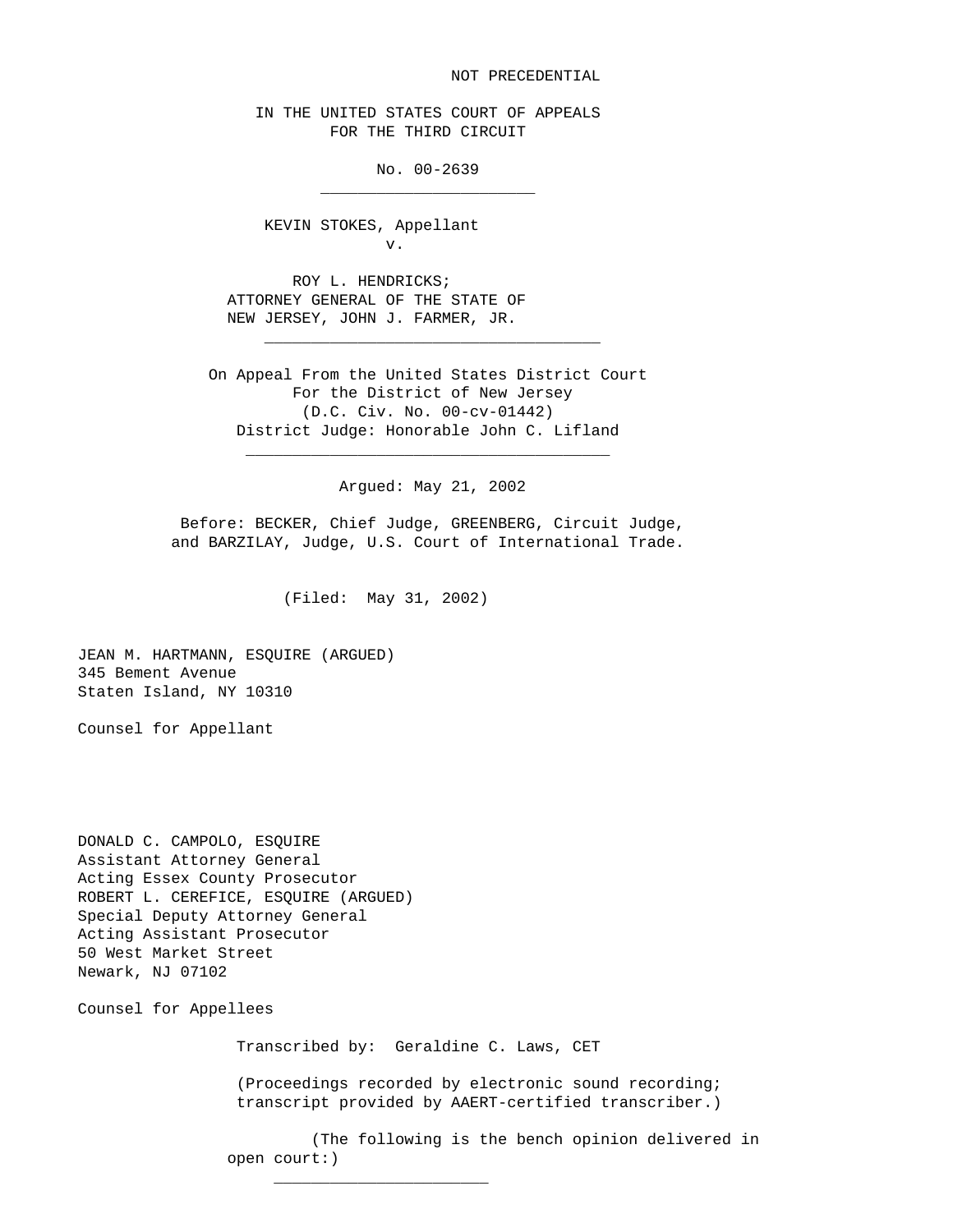NOT PRECEDENTIAL

IN THE UNITED STATES COURT OF APPEALS
FOR THE THIRD CIRCUIT

No. 00-2639

---

KEVIN STOKES, Appellant
v.

ROY L. HENDRICKS;
ATTORNEY GENERAL OF THE STATE OF
NEW JERSEY, JOHN J. FARMER, JR.

---

On Appeal From the United States District Court
For the District of New Jersey
(D.C. Civ. No. 00-cv-01442)
District Judge: Honorable John C. Lifland

---

Argued: May 21, 2002

Before: BECKER, Chief Judge, GREENBERG, Circuit Judge,
and BARZILAY, Judge, U.S. Court of International Trade.

(Filed: May 31, 2002)

JEAN M. HARTMANN, ESQUIRE (ARGUED)
345 Bement Avenue
Staten Island, NY 10310

Counsel for Appellant

DONALD C. CAMPOLO, ESQUIRE
Assistant Attorney General
Acting Essex County Prosecutor
ROBERT L. CEREFICE, ESQUIRE (ARGUED)
Special Deputy Attorney General
Acting Assistant Prosecutor
50 West Market Street
Newark, NJ 07102

Counsel for Appellees

Transcribed by: Geraldine C. Laws, CET

(Proceedings recorded by electronic sound recording;
transcript provided by AAERT-certified transcriber.)

(The following is the bench opinion delivered in open court:)

---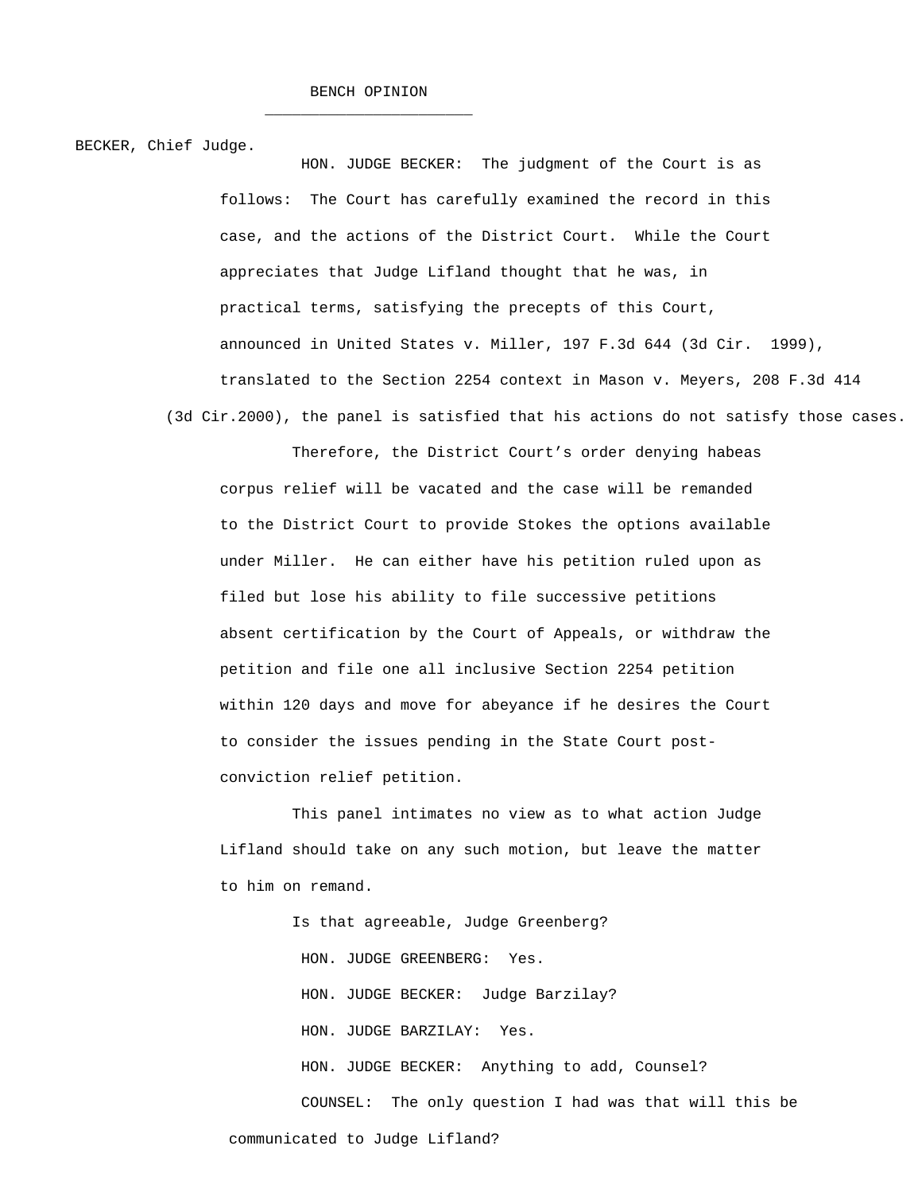BENCH OPINION

BECKER, Chief Judge.

HON. JUDGE BECKER: The judgment of the Court is as follows: The Court has carefully examined the record in this case, and the actions of the District Court. While the Court appreciates that Judge Lifland thought that he was, in practical terms, satisfying the precepts of this Court, announced in United States v. Miller, 197 F.3d 644 (3d Cir. 1999), translated to the Section 2254 context in Mason v. Meyers, 208 F.3d 414 (3d Cir.2000), the panel is satisfied that his actions do not satisfy those cases.

Therefore, the District Court's order denying habeas corpus relief will be vacated and the case will be remanded to the District Court to provide Stokes the options available under Miller. He can either have his petition ruled upon as filed but lose his ability to file successive petitions absent certification by the Court of Appeals, or withdraw the petition and file one all inclusive Section 2254 petition within 120 days and move for abeyance if he desires the Court to consider the issues pending in the State Court post-conviction relief petition.

This panel intimates no view as to what action Judge Lifland should take on any such motion, but leave the matter to him on remand.

Is that agreeable, Judge Greenberg?

HON. JUDGE GREENBERG: Yes.

HON. JUDGE BECKER: Judge Barzilay?

HON. JUDGE BARZILAY: Yes.

HON. JUDGE BECKER: Anything to add, Counsel?

COUNSEL: The only question I had was that will this be communicated to Judge Lifland?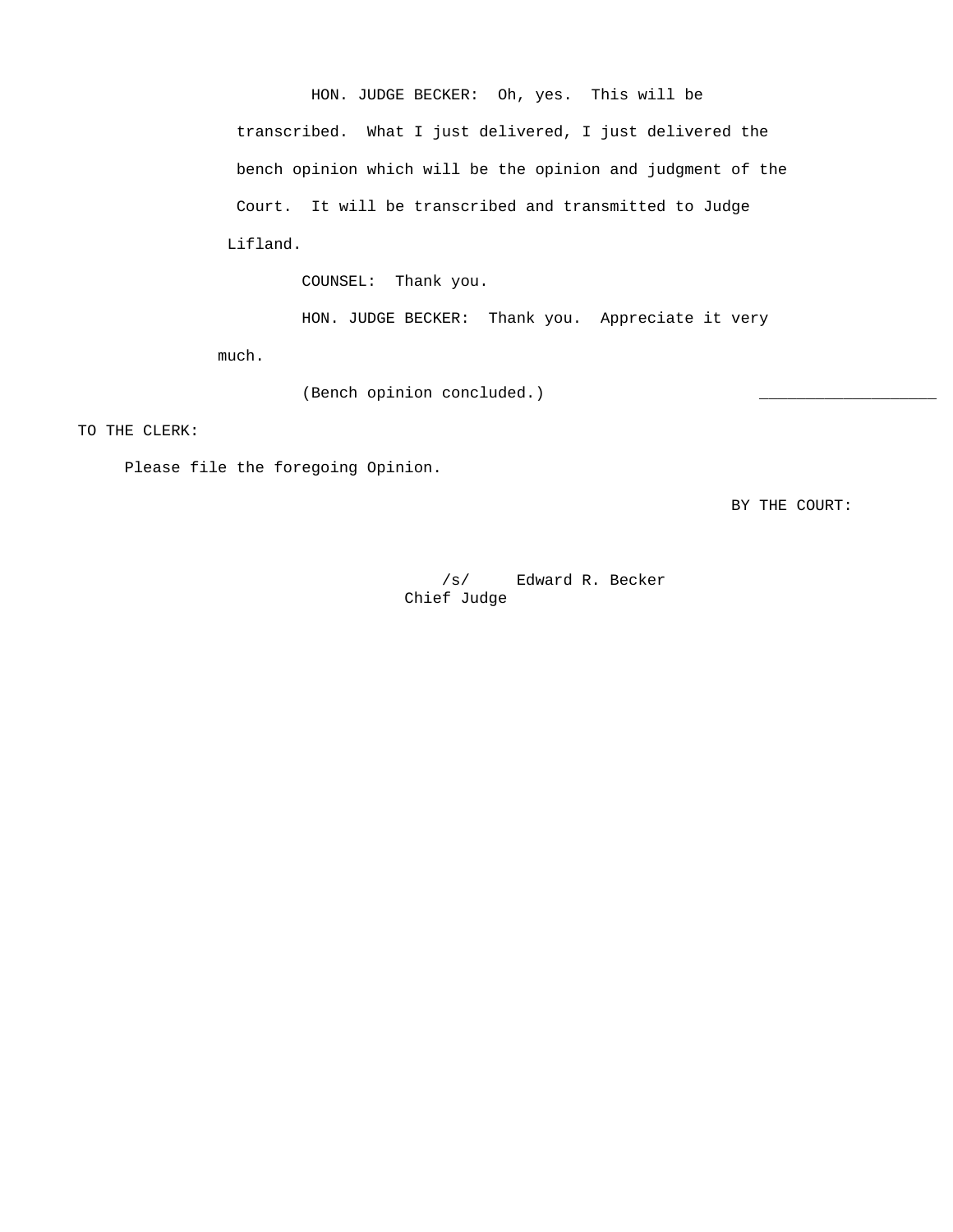HON. JUDGE BECKER: Oh, yes. This will be transcribed. What I just delivered, I just delivered the bench opinion which will be the opinion and judgment of the Court. It will be transcribed and transmitted to Judge Lifland.

COUNSEL: Thank you.

HON. JUDGE BECKER: Thank you. Appreciate it very much.

(Bench opinion concluded.)

___________________

TO THE CLERK:

Please file the foregoing Opinion.

BY THE COURT:

/s/ Edward R. Becker
Chief Judge